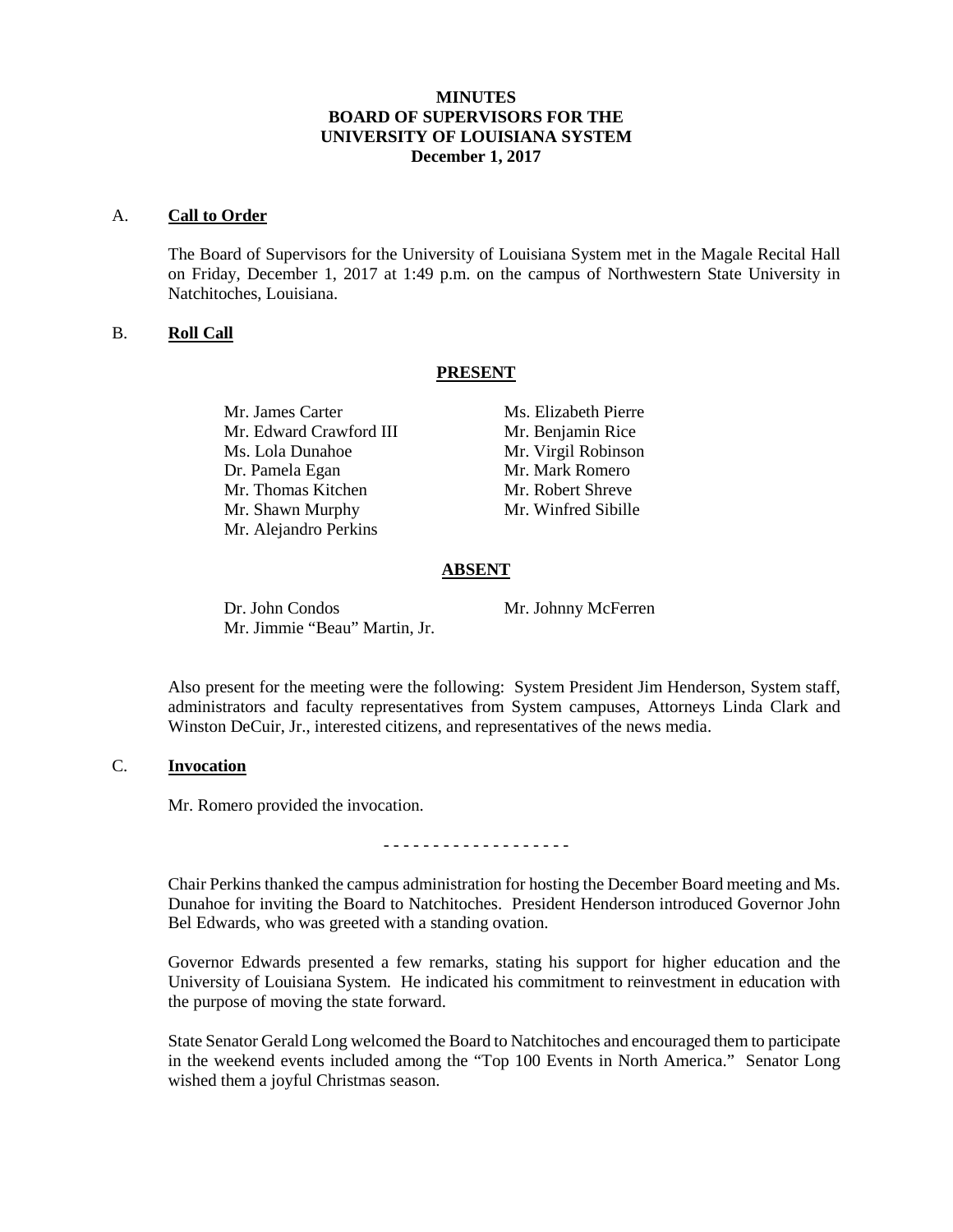# MINUTES
# BOARD OF SUPERVISORS FOR THE UNIVERSITY OF LOUISIANA SYSTEM
## December 1, 2017

A. **Call to Order**

The Board of Supervisors for the University of Louisiana System met in the Magale Recital Hall on Friday, December 1, 2017 at 1:49 p.m. on the campus of Northwestern State University in Natchitoches, Louisiana.

B. **Roll Call**

**PRESENT**

| | |
|---|---|
| Mr. James Carter | Ms. Elizabeth Pierre |
| Mr. Edward Crawford III | Mr. Benjamin Rice |
| Ms. Lola Dunahoe | Mr. Virgil Robinson |
| Dr. Pamela Egan | Mr. Mark Romero |
| Mr. Thomas Kitchen | Mr. Robert Shreve |
| Mr. Shawn Murphy | Mr. Winfred Sibille |
| Mr. Alejandro Perkins | |

**ABSENT**

| | |
|---|---|
| Dr. John Condos | Mr. Johnny McFerren |
| Mr. Jimmie "Beau" Martin, Jr. | |

Also present for the meeting were the following: System President Jim Henderson, System staff, administrators and faculty representatives from System campuses, Attorneys Linda Clark and Winston DeCuir, Jr., interested citizens, and representatives of the news media.

C. **Invocation**

Mr. Romero provided the invocation.

\- - - - - - - - - - - - - - - - - - -

Chair Perkins thanked the campus administration for hosting the December Board meeting and Ms. Dunahoe for inviting the Board to Natchitoches. President Henderson introduced Governor John Bel Edwards, who was greeted with a standing ovation.

Governor Edwards presented a few remarks, stating his support for higher education and the University of Louisiana System. He indicated his commitment to reinvestment in education with the purpose of moving the state forward.

State Senator Gerald Long welcomed the Board to Natchitoches and encouraged them to participate in the weekend events included among the "Top 100 Events in North America." Senator Long wished them a joyful Christmas season.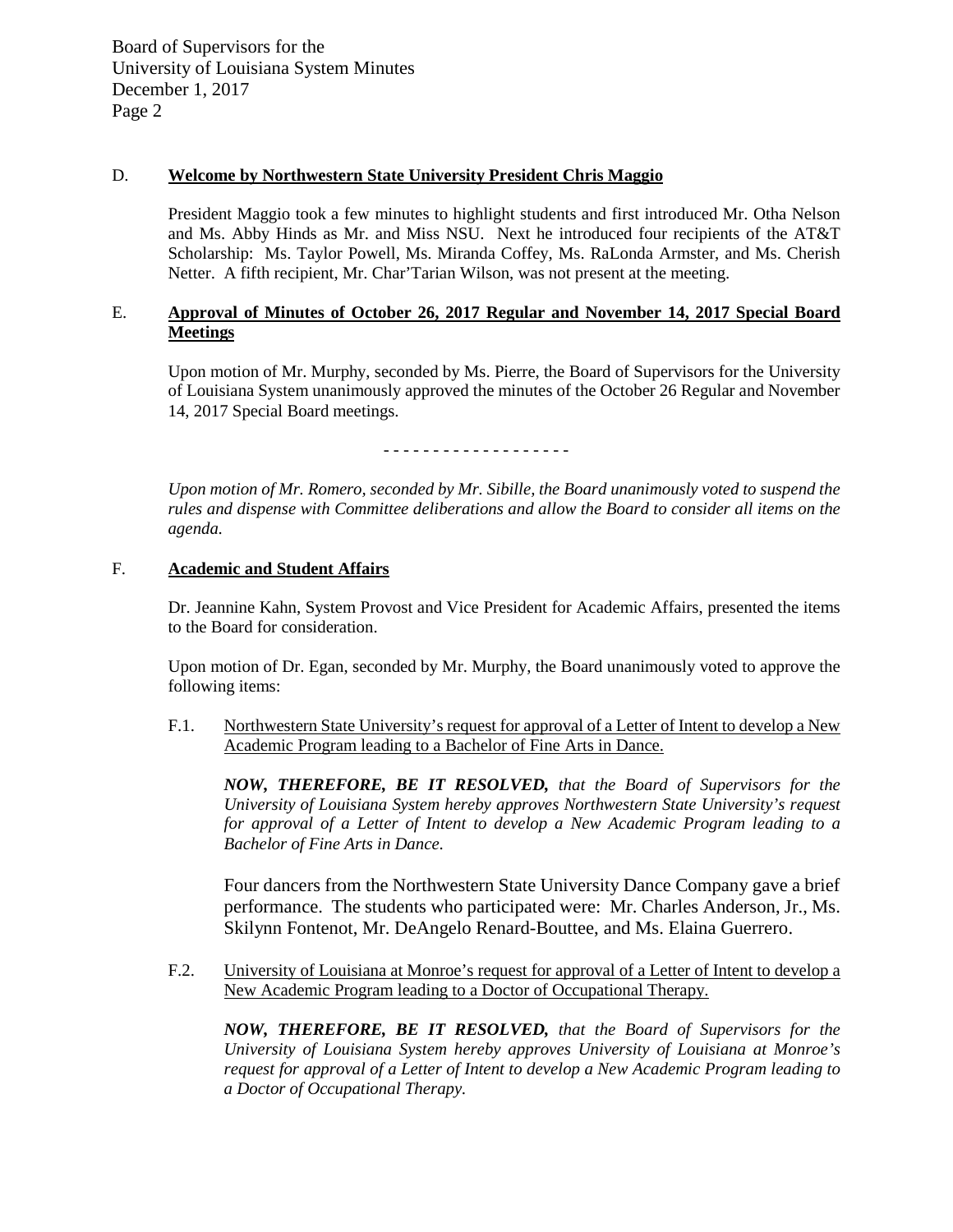## D. Welcome by Northwestern State University President Chris Maggio

President Maggio took a few minutes to highlight students and first introduced Mr. Otha Nelson and Ms. Abby Hinds as Mr. and Miss NSU. Next he introduced four recipients of the AT&T Scholarship: Ms. Taylor Powell, Ms. Miranda Coffey, Ms. RaLonda Armster, and Ms. Cherish Netter. A fifth recipient, Mr. Char'Tarian Wilson, was not present at the meeting.

## E. Approval of Minutes of October 26, 2017 Regular and November 14, 2017 Special Board Meetings

Upon motion of Mr. Murphy, seconded by Ms. Pierre, the Board of Supervisors for the University of Louisiana System unanimously approved the minutes of the October 26 Regular and November 14, 2017 Special Board meetings.

- - - - - - - - - - - - - - - - - - -

*Upon motion of Mr. Romero, seconded by Mr. Sibille, the Board unanimously voted to suspend the rules and dispense with Committee deliberations and allow the Board to consider all items on the agenda.*

## F. Academic and Student Affairs

Dr. Jeannine Kahn, System Provost and Vice President for Academic Affairs, presented the items to the Board for consideration.

Upon motion of Dr. Egan, seconded by Mr. Murphy, the Board unanimously voted to approve the following items:

F.1. Northwestern State University's request for approval of a Letter of Intent to develop a New Academic Program leading to a Bachelor of Fine Arts in Dance.

***NOW, THEREFORE, BE IT RESOLVED,*** *that the Board of Supervisors for the University of Louisiana System hereby approves Northwestern State University's request for approval of a Letter of Intent to develop a New Academic Program leading to a Bachelor of Fine Arts in Dance.*

Four dancers from the Northwestern State University Dance Company gave a brief performance. The students who participated were: Mr. Charles Anderson, Jr., Ms. Skilynn Fontenot, Mr. DeAngelo Renard-Bouttee, and Ms. Elaina Guerrero.

F.2. University of Louisiana at Monroe's request for approval of a Letter of Intent to develop a New Academic Program leading to a Doctor of Occupational Therapy.

***NOW, THEREFORE, BE IT RESOLVED,*** *that the Board of Supervisors for the University of Louisiana System hereby approves University of Louisiana at Monroe's request for approval of a Letter of Intent to develop a New Academic Program leading to a Doctor of Occupational Therapy.*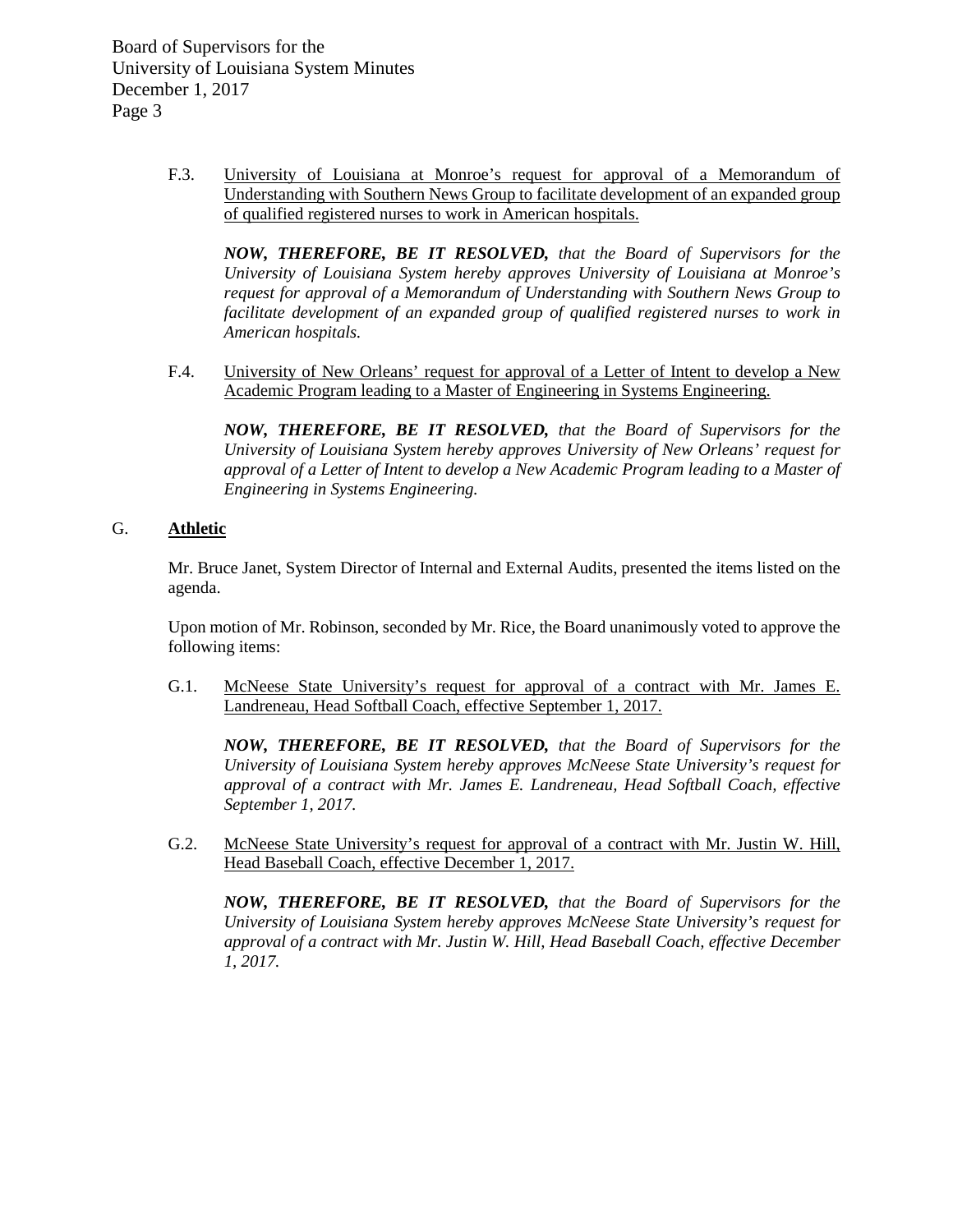F.3. University of Louisiana at Monroe's request for approval of a Memorandum of Understanding with Southern News Group to facilitate development of an expanded group of qualified registered nurses to work in American hospitals.

***NOW, THEREFORE, BE IT RESOLVED,*** *that the Board of Supervisors for the University of Louisiana System hereby approves University of Louisiana at Monroe's request for approval of a Memorandum of Understanding with Southern News Group to facilitate development of an expanded group of qualified registered nurses to work in American hospitals.*

F.4. University of New Orleans' request for approval of a Letter of Intent to develop a New Academic Program leading to a Master of Engineering in Systems Engineering.

***NOW, THEREFORE, BE IT RESOLVED,*** *that the Board of Supervisors for the University of Louisiana System hereby approves University of New Orleans' request for approval of a Letter of Intent to develop a New Academic Program leading to a Master of Engineering in Systems Engineering.*

## G. Athletic

Mr. Bruce Janet, System Director of Internal and External Audits, presented the items listed on the agenda.

Upon motion of Mr. Robinson, seconded by Mr. Rice, the Board unanimously voted to approve the following items:

G.1. McNeese State University's request for approval of a contract with Mr. James E. Landreneau, Head Softball Coach, effective September 1, 2017.

***NOW, THEREFORE, BE IT RESOLVED,*** *that the Board of Supervisors for the University of Louisiana System hereby approves McNeese State University's request for approval of a contract with Mr. James E. Landreneau, Head Softball Coach, effective September 1, 2017.*

G.2. McNeese State University's request for approval of a contract with Mr. Justin W. Hill, Head Baseball Coach, effective December 1, 2017.

***NOW, THEREFORE, BE IT RESOLVED,*** *that the Board of Supervisors for the University of Louisiana System hereby approves McNeese State University's request for approval of a contract with Mr. Justin W. Hill, Head Baseball Coach, effective December 1, 2017.*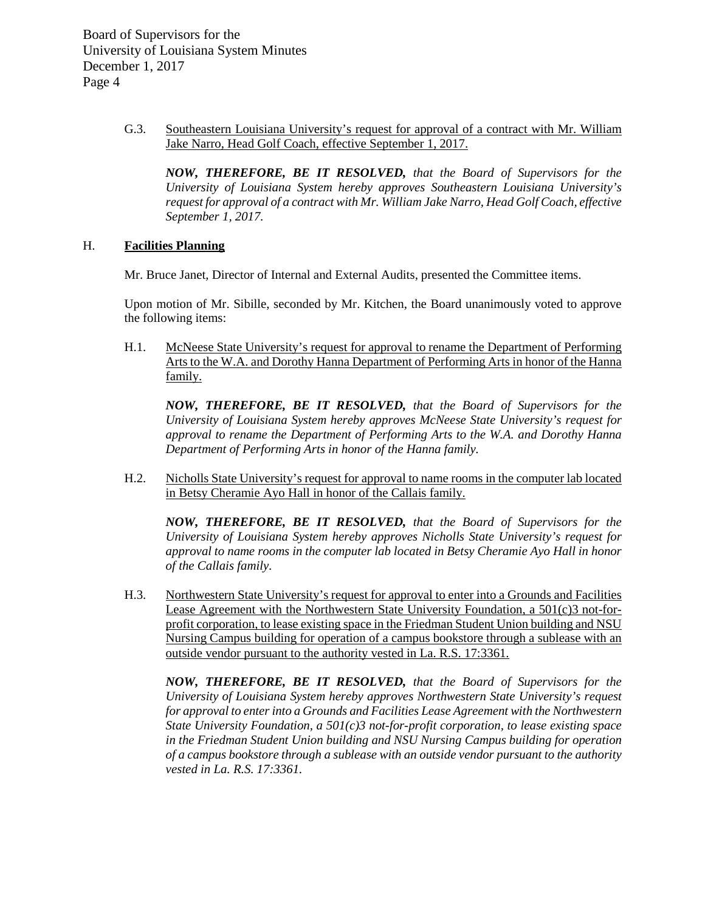G.3. Southeastern Louisiana University's request for approval of a contract with Mr. William Jake Narro, Head Golf Coach, effective September 1, 2017.

***NOW, THEREFORE, BE IT RESOLVED,*** *that the Board of Supervisors for the University of Louisiana System hereby approves Southeastern Louisiana University's request for approval of a contract with Mr. William Jake Narro, Head Golf Coach, effective September 1, 2017.*

## H. **Facilities Planning**

Mr. Bruce Janet, Director of Internal and External Audits, presented the Committee items.

Upon motion of Mr. Sibille, seconded by Mr. Kitchen, the Board unanimously voted to approve the following items:

H.1. McNeese State University's request for approval to rename the Department of Performing Arts to the W.A. and Dorothy Hanna Department of Performing Arts in honor of the Hanna family.

***NOW, THEREFORE, BE IT RESOLVED,*** *that the Board of Supervisors for the University of Louisiana System hereby approves McNeese State University's request for approval to rename the Department of Performing Arts to the W.A. and Dorothy Hanna Department of Performing Arts in honor of the Hanna family.*

H.2. Nicholls State University's request for approval to name rooms in the computer lab located in Betsy Cheramie Ayo Hall in honor of the Callais family.

***NOW, THEREFORE, BE IT RESOLVED,*** *that the Board of Supervisors for the University of Louisiana System hereby approves Nicholls State University's request for approval to name rooms in the computer lab located in Betsy Cheramie Ayo Hall in honor of the Callais family.*

H.3. Northwestern State University's request for approval to enter into a Grounds and Facilities Lease Agreement with the Northwestern State University Foundation, a 501(c)3 not-for-profit corporation, to lease existing space in the Friedman Student Union building and NSU Nursing Campus building for operation of a campus bookstore through a sublease with an outside vendor pursuant to the authority vested in La. R.S. 17:3361.

***NOW, THEREFORE, BE IT RESOLVED,*** *that the Board of Supervisors for the University of Louisiana System hereby approves Northwestern State University's request for approval to enter into a Grounds and Facilities Lease Agreement with the Northwestern State University Foundation, a 501(c)3 not-for-profit corporation, to lease existing space in the Friedman Student Union building and NSU Nursing Campus building for operation of a campus bookstore through a sublease with an outside vendor pursuant to the authority vested in La. R.S. 17:3361.*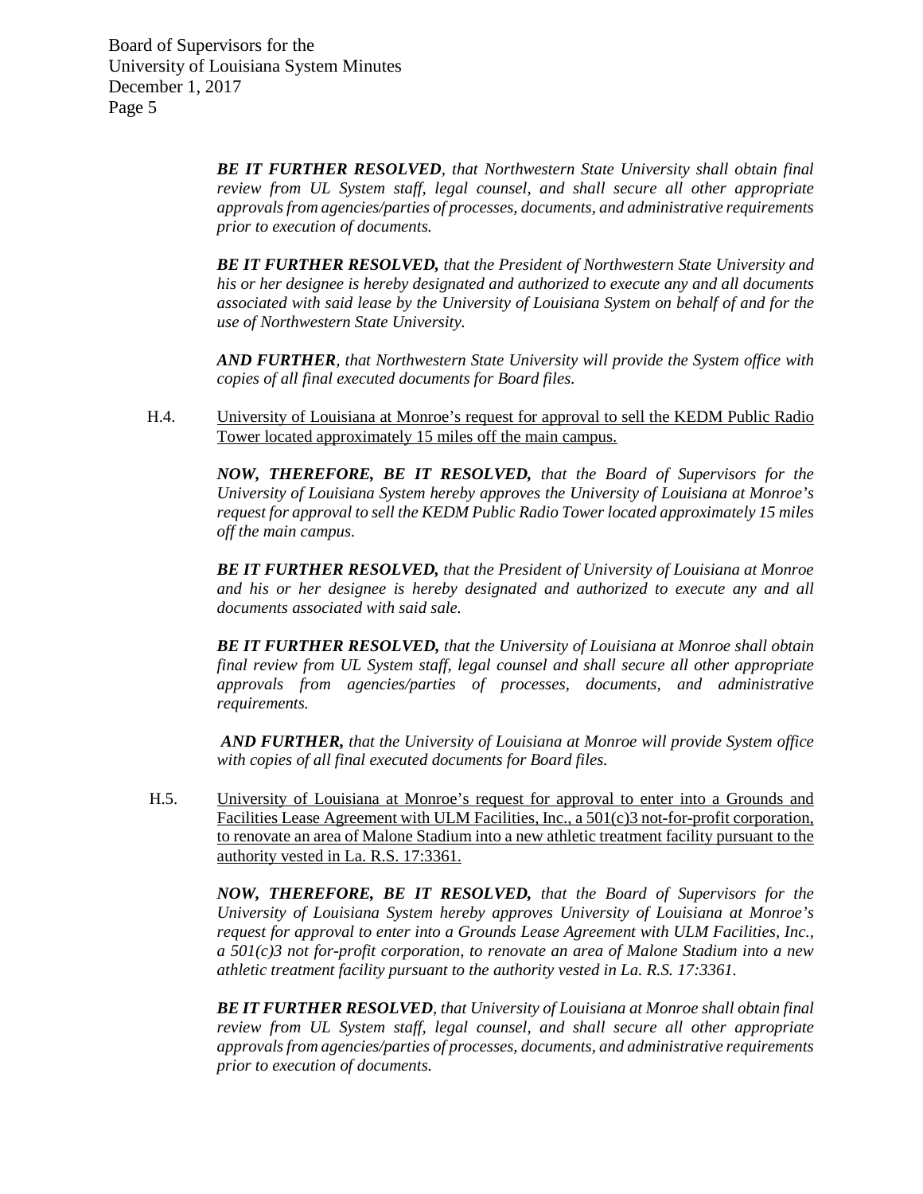***BE IT FURTHER RESOLVED**, that Northwestern State University shall obtain final review from UL System staff, legal counsel, and shall secure all other appropriate approvals from agencies/parties of processes, documents, and administrative requirements prior to execution of documents.*

***BE IT FURTHER RESOLVED,** that the President of Northwestern State University and his or her designee is hereby designated and authorized to execute any and all documents associated with said lease by the University of Louisiana System on behalf of and for the use of Northwestern State University.*

***AND FURTHER**, that Northwestern State University will provide the System office with copies of all final executed documents for Board files.*

H.4. <u>University of Louisiana at Monroe's request for approval to sell the KEDM Public Radio Tower located approximately 15 miles off the main campus.</u>

***NOW, THEREFORE, BE IT RESOLVED,** that the Board of Supervisors for the University of Louisiana System hereby approves the University of Louisiana at Monroe's request for approval to sell the KEDM Public Radio Tower located approximately 15 miles off the main campus.*

***BE IT FURTHER RESOLVED,** that the President of University of Louisiana at Monroe and his or her designee is hereby designated and authorized to execute any and all documents associated with said sale.*

***BE IT FURTHER RESOLVED,** that the University of Louisiana at Monroe shall obtain final review from UL System staff, legal counsel and shall secure all other appropriate approvals from agencies/parties of processes, documents, and administrative requirements.*

***AND FURTHER,** that the University of Louisiana at Monroe will provide System office with copies of all final executed documents for Board files.*

H.5. <u>University of Louisiana at Monroe's request for approval to enter into a Grounds and Facilities Lease Agreement with ULM Facilities, Inc., a 501(c)3 not-for-profit corporation, to renovate an area of Malone Stadium into a new athletic treatment facility pursuant to the authority vested in La. R.S. 17:3361.</u>

***NOW, THEREFORE, BE IT RESOLVED,** that the Board of Supervisors for the University of Louisiana System hereby approves University of Louisiana at Monroe's request for approval to enter into a Grounds Lease Agreement with ULM Facilities, Inc., a 501(c)3 not for-profit corporation, to renovate an area of Malone Stadium into a new athletic treatment facility pursuant to the authority vested in La. R.S. 17:3361.*

***BE IT FURTHER RESOLVED**, that University of Louisiana at Monroe shall obtain final review from UL System staff, legal counsel, and shall secure all other appropriate approvals from agencies/parties of processes, documents, and administrative requirements prior to execution of documents.*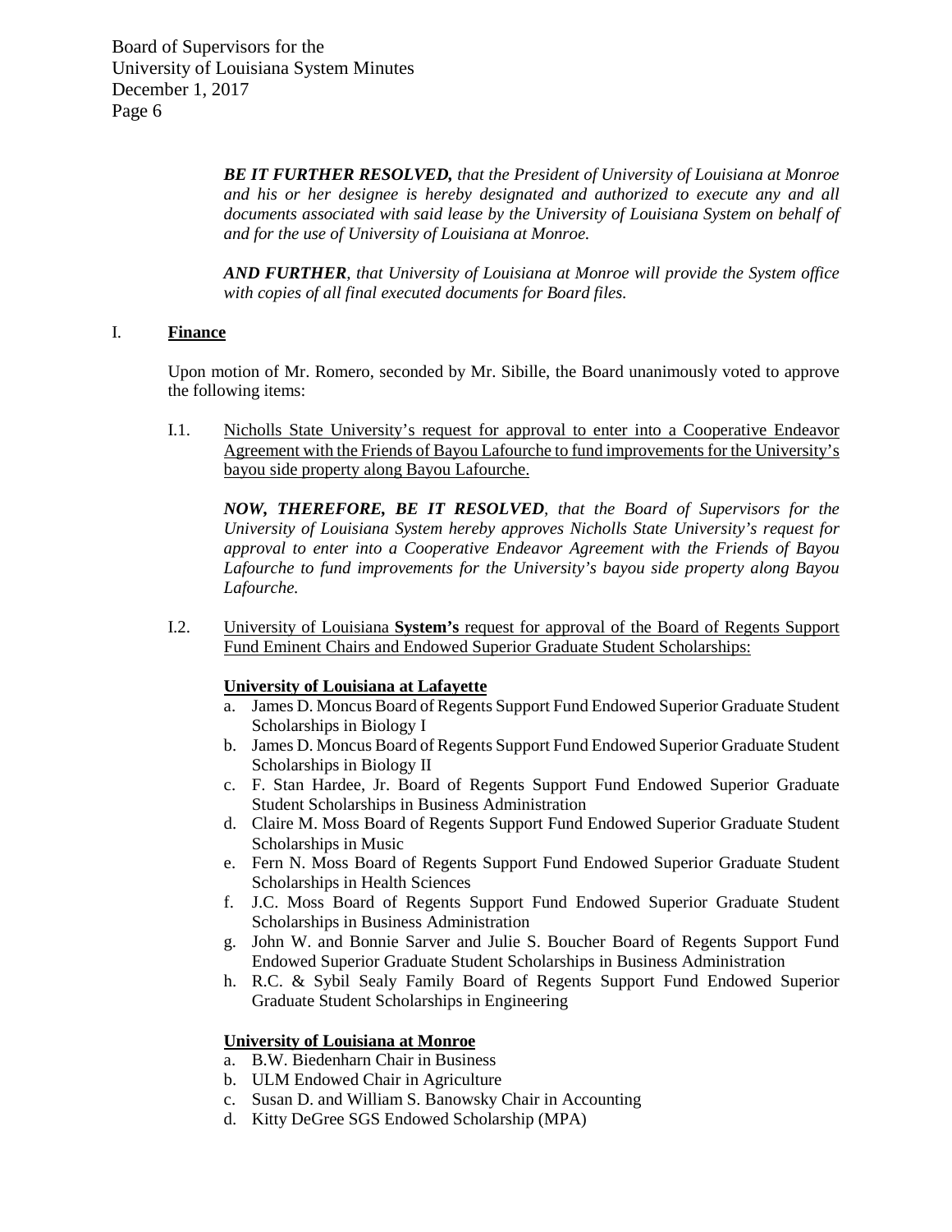***BE IT FURTHER RESOLVED,*** *that the President of University of Louisiana at Monroe and his or her designee is hereby designated and authorized to execute any and all documents associated with said lease by the University of Louisiana System on behalf of and for the use of University of Louisiana at Monroe.*

***AND FURTHER****, that University of Louisiana at Monroe will provide the System office with copies of all final executed documents for Board files.*

## I. <u>Finance</u>

Upon motion of Mr. Romero, seconded by Mr. Sibille, the Board unanimously voted to approve the following items:

I.1. <u>Nicholls State University's request for approval to enter into a Cooperative Endeavor Agreement with the Friends of Bayou Lafourche to fund improvements for the University's bayou side property along Bayou Lafourche.</u>

***NOW, THEREFORE, BE IT RESOLVED****, that the Board of Supervisors for the University of Louisiana System hereby approves Nicholls State University's request for approval to enter into a Cooperative Endeavor Agreement with the Friends of Bayou Lafourche to fund improvements for the University's bayou side property along Bayou Lafourche.*

I.2. <u>University of Louisiana **System's** request for approval of the Board of Regents Support Fund Eminent Chairs and Endowed Superior Graduate Student Scholarships:</u>

**<u>University of Louisiana at Lafayette</u>**

a. James D. Moncus Board of Regents Support Fund Endowed Superior Graduate Student Scholarships in Biology I
b. James D. Moncus Board of Regents Support Fund Endowed Superior Graduate Student Scholarships in Biology II
c. F. Stan Hardee, Jr. Board of Regents Support Fund Endowed Superior Graduate Student Scholarships in Business Administration
d. Claire M. Moss Board of Regents Support Fund Endowed Superior Graduate Student Scholarships in Music
e. Fern N. Moss Board of Regents Support Fund Endowed Superior Graduate Student Scholarships in Health Sciences
f. J.C. Moss Board of Regents Support Fund Endowed Superior Graduate Student Scholarships in Business Administration
g. John W. and Bonnie Sarver and Julie S. Boucher Board of Regents Support Fund Endowed Superior Graduate Student Scholarships in Business Administration
h. R.C. & Sybil Sealy Family Board of Regents Support Fund Endowed Superior Graduate Student Scholarships in Engineering

**<u>University of Louisiana at Monroe</u>**

a. B.W. Biedenharn Chair in Business
b. ULM Endowed Chair in Agriculture
c. Susan D. and William S. Banowsky Chair in Accounting
d. Kitty DeGree SGS Endowed Scholarship (MPA)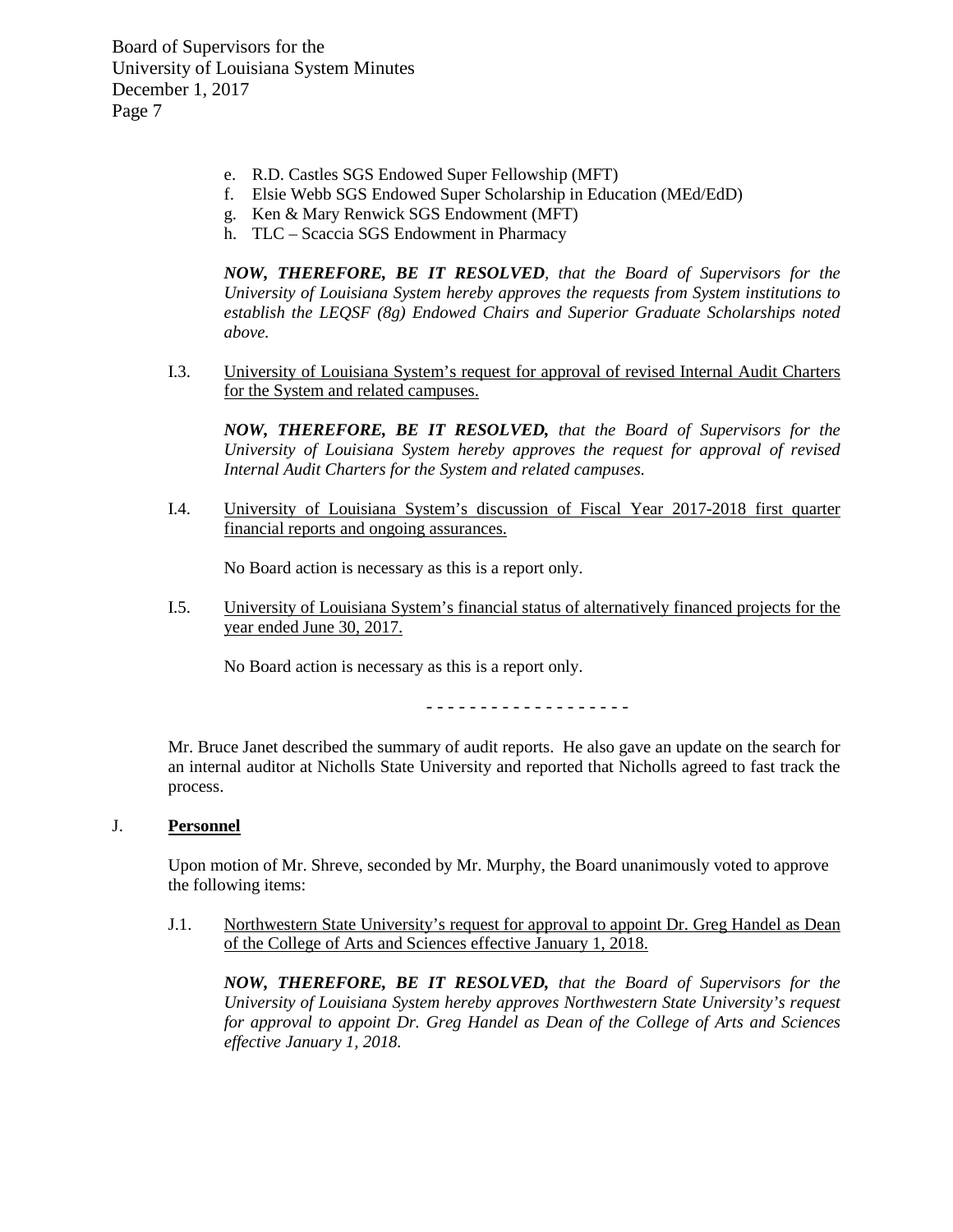e. R.D. Castles SGS Endowed Super Fellowship (MFT)
f. Elsie Webb SGS Endowed Super Scholarship in Education (MEd/EdD)
g. Ken & Mary Renwick SGS Endowment (MFT)
h. TLC – Scaccia SGS Endowment in Pharmacy

***NOW, THEREFORE, BE IT RESOLVED****, that the Board of Supervisors for the University of Louisiana System hereby approves the requests from System institutions to establish the LEQSF (8g) Endowed Chairs and Superior Graduate Scholarships noted above.*

I.3. University of Louisiana System's request for approval of revised Internal Audit Charters for the System and related campuses.

***NOW, THEREFORE, BE IT RESOLVED,*** *that the Board of Supervisors for the University of Louisiana System hereby approves the request for approval of revised Internal Audit Charters for the System and related campuses.*

I.4. University of Louisiana System's discussion of Fiscal Year 2017-2018 first quarter financial reports and ongoing assurances.

No Board action is necessary as this is a report only.

I.5. University of Louisiana System's financial status of alternatively financed projects for the year ended June 30, 2017.

No Board action is necessary as this is a report only.

- - - - - - - - - - - - - - - - - -

Mr. Bruce Janet described the summary of audit reports. He also gave an update on the search for an internal auditor at Nicholls State University and reported that Nicholls agreed to fast track the process.

J. **Personnel**

Upon motion of Mr. Shreve, seconded by Mr. Murphy, the Board unanimously voted to approve the following items:

J.1. Northwestern State University's request for approval to appoint Dr. Greg Handel as Dean of the College of Arts and Sciences effective January 1, 2018.

***NOW, THEREFORE, BE IT RESOLVED,*** *that the Board of Supervisors for the University of Louisiana System hereby approves Northwestern State University's request for approval to appoint Dr. Greg Handel as Dean of the College of Arts and Sciences effective January 1, 2018.*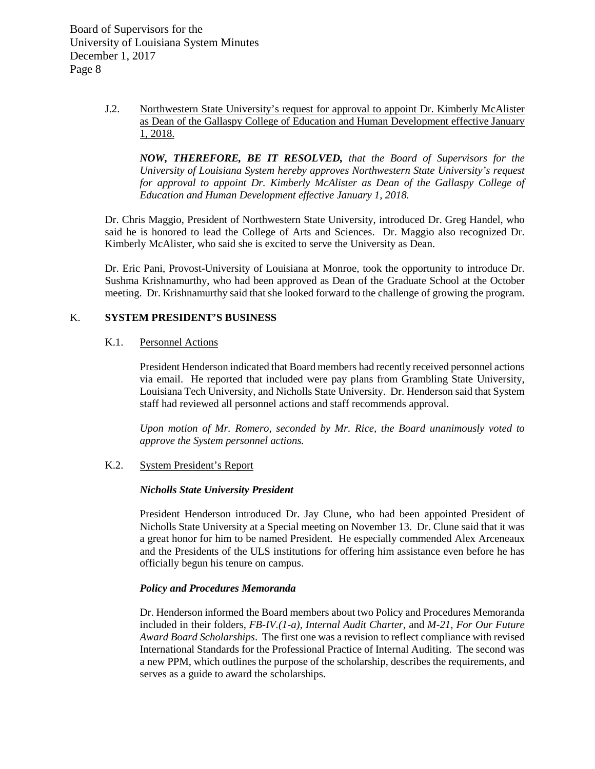J.2. <u>Northwestern State University's request for approval to appoint Dr. Kimberly McAlister as Dean of the Gallaspy College of Education and Human Development effective January 1, 2018.</u>

***NOW, THEREFORE, BE IT RESOLVED,*** *that the Board of Supervisors for the University of Louisiana System hereby approves Northwestern State University's request for approval to appoint Dr. Kimberly McAlister as Dean of the Gallaspy College of Education and Human Development effective January 1, 2018.*

Dr. Chris Maggio, President of Northwestern State University, introduced Dr. Greg Handel, who said he is honored to lead the College of Arts and Sciences. Dr. Maggio also recognized Dr. Kimberly McAlister, who said she is excited to serve the University as Dean.

Dr. Eric Pani, Provost-University of Louisiana at Monroe, took the opportunity to introduce Dr. Sushma Krishnamurthy, who had been approved as Dean of the Graduate School at the October meeting. Dr. Krishnamurthy said that she looked forward to the challenge of growing the program.

## K. SYSTEM PRESIDENT'S BUSINESS

K.1. <u>Personnel Actions</u>

President Henderson indicated that Board members had recently received personnel actions via email. He reported that included were pay plans from Grambling State University, Louisiana Tech University, and Nicholls State University. Dr. Henderson said that System staff had reviewed all personnel actions and staff recommends approval.

*Upon motion of Mr. Romero, seconded by Mr. Rice, the Board unanimously voted to approve the System personnel actions.*

K.2. <u>System President's Report</u>

***Nicholls State University President***

President Henderson introduced Dr. Jay Clune, who had been appointed President of Nicholls State University at a Special meeting on November 13. Dr. Clune said that it was a great honor for him to be named President. He especially commended Alex Arceneaux and the Presidents of the ULS institutions for offering him assistance even before he has officially begun his tenure on campus.

***Policy and Procedures Memoranda***

Dr. Henderson informed the Board members about two Policy and Procedures Memoranda included in their folders, *FB-IV.(1-a), Internal Audit Charter*, and *M-21, For Our Future Award Board Scholarships*. The first one was a revision to reflect compliance with revised International Standards for the Professional Practice of Internal Auditing. The second was a new PPM, which outlines the purpose of the scholarship, describes the requirements, and serves as a guide to award the scholarships.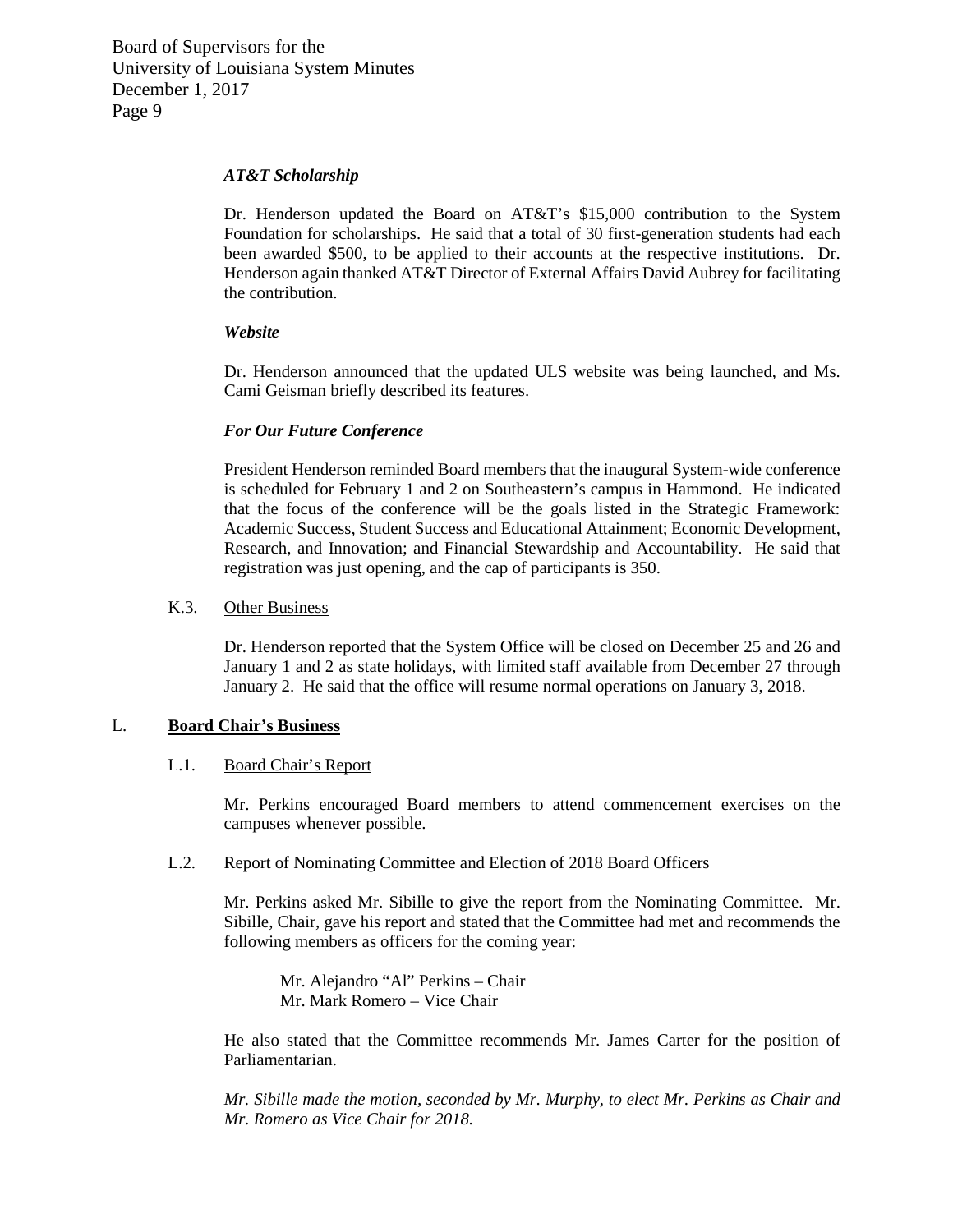***AT&T Scholarship***

Dr. Henderson updated the Board on AT&T's $15,000 contribution to the System Foundation for scholarships. He said that a total of 30 first-generation students had each been awarded $500, to be applied to their accounts at the respective institutions. Dr. Henderson again thanked AT&T Director of External Affairs David Aubrey for facilitating the contribution.

***Website***

Dr. Henderson announced that the updated ULS website was being launched, and Ms. Cami Geisman briefly described its features.

***For Our Future Conference***

President Henderson reminded Board members that the inaugural System-wide conference is scheduled for February 1 and 2 on Southeastern's campus in Hammond. He indicated that the focus of the conference will be the goals listed in the Strategic Framework: Academic Success, Student Success and Educational Attainment; Economic Development, Research, and Innovation; and Financial Stewardship and Accountability. He said that registration was just opening, and the cap of participants is 350.

K.3. Other Business

Dr. Henderson reported that the System Office will be closed on December 25 and 26 and January 1 and 2 as state holidays, with limited staff available from December 27 through January 2. He said that the office will resume normal operations on January 3, 2018.

## L. **Board Chair's Business**

L.1. Board Chair's Report

Mr. Perkins encouraged Board members to attend commencement exercises on the campuses whenever possible.

L.2. Report of Nominating Committee and Election of 2018 Board Officers

Mr. Perkins asked Mr. Sibille to give the report from the Nominating Committee. Mr. Sibille, Chair, gave his report and stated that the Committee had met and recommends the following members as officers for the coming year:

> Mr. Alejandro "Al" Perkins – Chair
> Mr. Mark Romero – Vice Chair

He also stated that the Committee recommends Mr. James Carter for the position of Parliamentarian.

*Mr. Sibille made the motion, seconded by Mr. Murphy, to elect Mr. Perkins as Chair and Mr. Romero as Vice Chair for 2018.*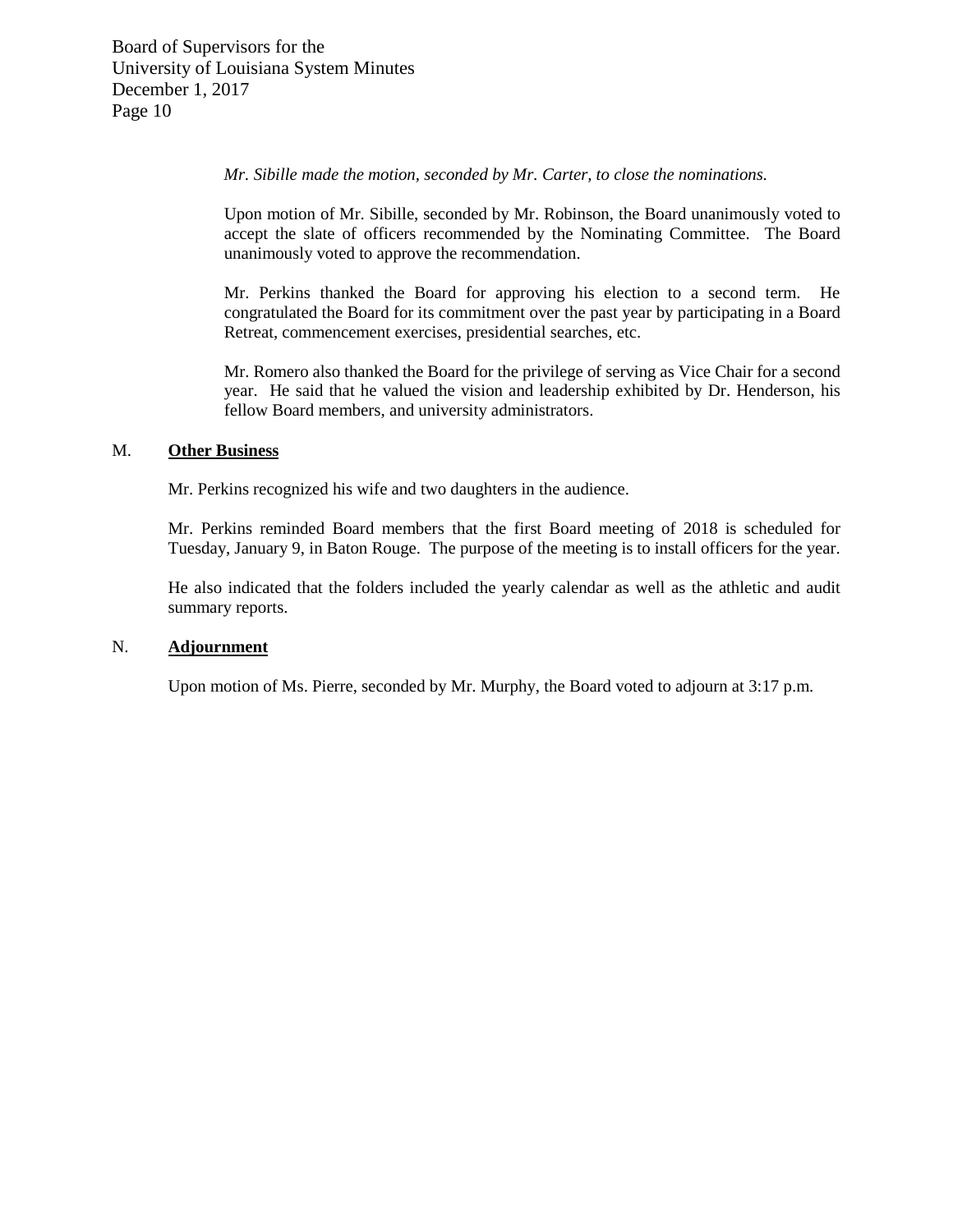*Mr. Sibille made the motion, seconded by Mr. Carter, to close the nominations.*

Upon motion of Mr. Sibille, seconded by Mr. Robinson, the Board unanimously voted to accept the slate of officers recommended by the Nominating Committee. The Board unanimously voted to approve the recommendation.

Mr. Perkins thanked the Board for approving his election to a second term. He congratulated the Board for its commitment over the past year by participating in a Board Retreat, commencement exercises, presidential searches, etc.

Mr. Romero also thanked the Board for the privilege of serving as Vice Chair for a second year. He said that he valued the vision and leadership exhibited by Dr. Henderson, his fellow Board members, and university administrators.

## M. **Other Business**

Mr. Perkins recognized his wife and two daughters in the audience.

Mr. Perkins reminded Board members that the first Board meeting of 2018 is scheduled for Tuesday, January 9, in Baton Rouge. The purpose of the meeting is to install officers for the year.

He also indicated that the folders included the yearly calendar as well as the athletic and audit summary reports.

## N. **Adjournment**

Upon motion of Ms. Pierre, seconded by Mr. Murphy, the Board voted to adjourn at 3:17 p.m.